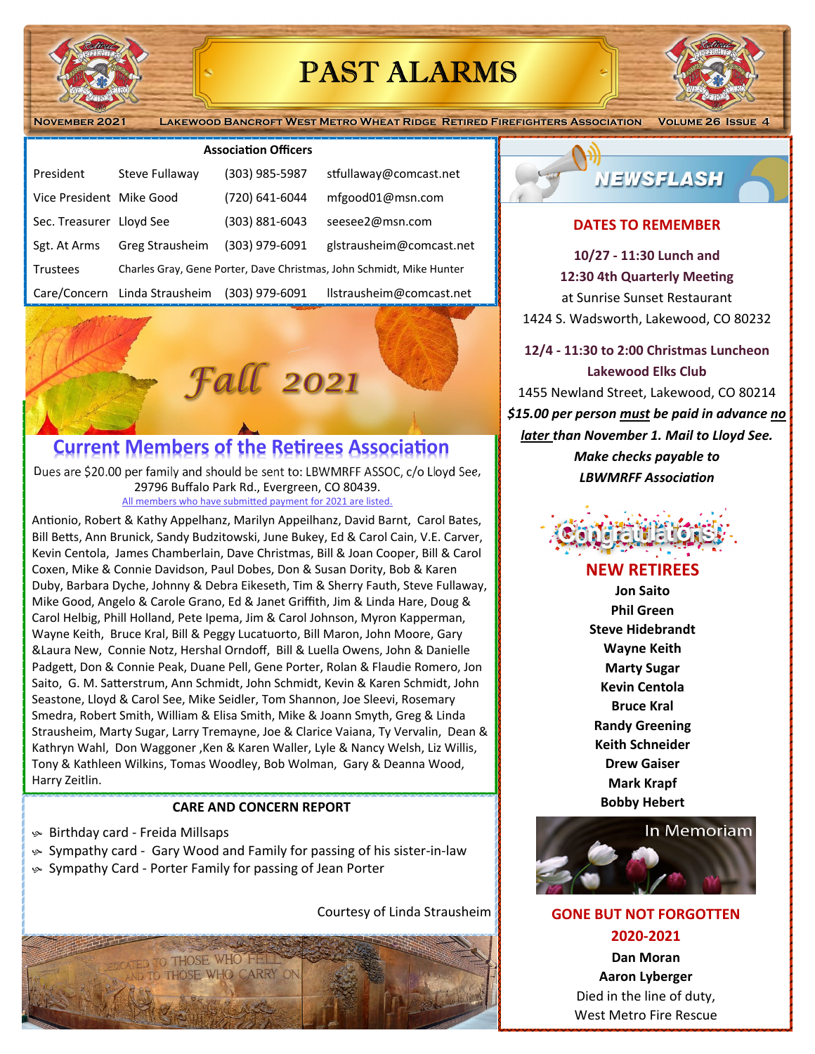# PAST ALARMS

November 2021 — Lakewood Bancroft West Metro Wheat Ridge Retired Firefighters Association — Volume 26 Issue 4

**Association Officers**

| | | | |
|---|---|---|---|
| President | Steve Fullaway | (303) 985-5987 | stfullaway@comcast.net |
| Vice President | Mike Good | (720) 641-6044 | mfgood01@msn.com |
| Sec. Treasurer | Lloyd See | (303) 881-6043 | seesee2@msn.com |
| Sgt. At Arms | Greg Strausheim | (303) 979-6091 | glstrausheim@comcast.net |
| Trustees | Charles Gray, Gene Porter, Dave Christmas, John Schmidt, Mike Hunter | | |
| Care/Concern | Linda Strausheim | (303) 979-6091 | llstrausheim@comcast.net |

*Fall 2021*

## Current Members of the Retirees Association

Dues are $20.00 per family and should be sent to: LBWMRFF ASSOC, c/o Lloyd See, 29796 Buffalo Park Rd., Evergreen, CO 80439.

All members who have submitted payment for 2021 are listed.

Antionio, Robert & Kathy Appelhanz, Marilyn Appeilhanz, David Barnt, Carol Bates, Bill Betts, Ann Brunick, Sandy Budzitowski, June Bukey, Ed & Carol Cain, V.E. Carver, Kevin Centola, James Chamberlain, Dave Christmas, Bill & Joan Cooper, Bill & Carol Coxen, Mike & Connie Davidson, Paul Dobes, Don & Susan Dority, Bob & Karen Duby, Barbara Dyche, Johnny & Debra Eikeseth, Tim & Sherry Fauth, Steve Fullaway, Mike Good, Angelo & Carole Grano, Ed & Janet Griffith, Jim & Linda Hare, Doug & Carol Helbig, Phill Holland, Pete Ipema, Jim & Carol Johnson, Myron Kapperman, Wayne Keith, Bruce Kral, Bill & Peggy Lucatuorto, Bill Maron, John Moore, Gary &Laura New, Connie Notz, Hershal Orndoff, Bill & Luella Owens, John & Danielle Padgett, Don & Connie Peak, Duane Pell, Gene Porter, Rolan & Flaudie Romero, Jon Saito, G. M. Satterstrum, Ann Schmidt, John Schmidt, Kevin & Karen Schmidt, John Seastone, Lloyd & Carol See, Mike Seidler, Tom Shannon, Joe Sleevi, Rosemary Smedra, Robert Smith, William & Elisa Smith, Mike & Joann Smyth, Greg & Linda Strausheim, Marty Sugar, Larry Tremayne, Joe & Clarice Vaiana, Ty Vervalin, Dean & Kathryn Wahl, Don Waggoner ,Ken & Karen Waller, Lyle & Nancy Welsh, Liz Willis, Tony & Kathleen Wilkins, Tomas Woodley, Bob Wolman, Gary & Deanna Wood, Harry Zeitlin.

### CARE AND CONCERN REPORT

- Birthday card - Freida Millsaps
- Sympathy card - Gary Wood and Family for passing of his sister-in-law
- Sympathy Card - Porter Family for passing of Jean Porter

Courtesy of Linda Strausheim

## NEWSFLASH

### DATES TO REMEMBER

**10/27 - 11:30 Lunch and 12:30 4th Quarterly Meeting**
at Sunrise Sunset Restaurant
1424 S. Wadsworth, Lakewood, CO 80232

**12/4 - 11:30 to 2:00 Christmas Luncheon**
**Lakewood Elks Club**
1455 Newland Street, Lakewood, CO 80214
***$15.00 per person must be paid in advance no later than November 1. Mail to Lloyd See. Make checks payable to LBWMRFF Association***

Congratulations!

### NEW RETIREES

**Jon Saito**
**Phil Green**
**Steve Hidebrandt**
**Wayne Keith**
**Marty Sugar**
**Kevin Centola**
**Bruce Kral**
**Randy Greening**
**Keith Schneider**
**Drew Gaiser**
**Mark Krapf**
**Bobby Hebert**

In Memoriam

### GONE BUT NOT FORGOTTEN 2020-2021

**Dan Moran**
**Aaron Lyberger**
Died in the line of duty,
West Metro Fire Rescue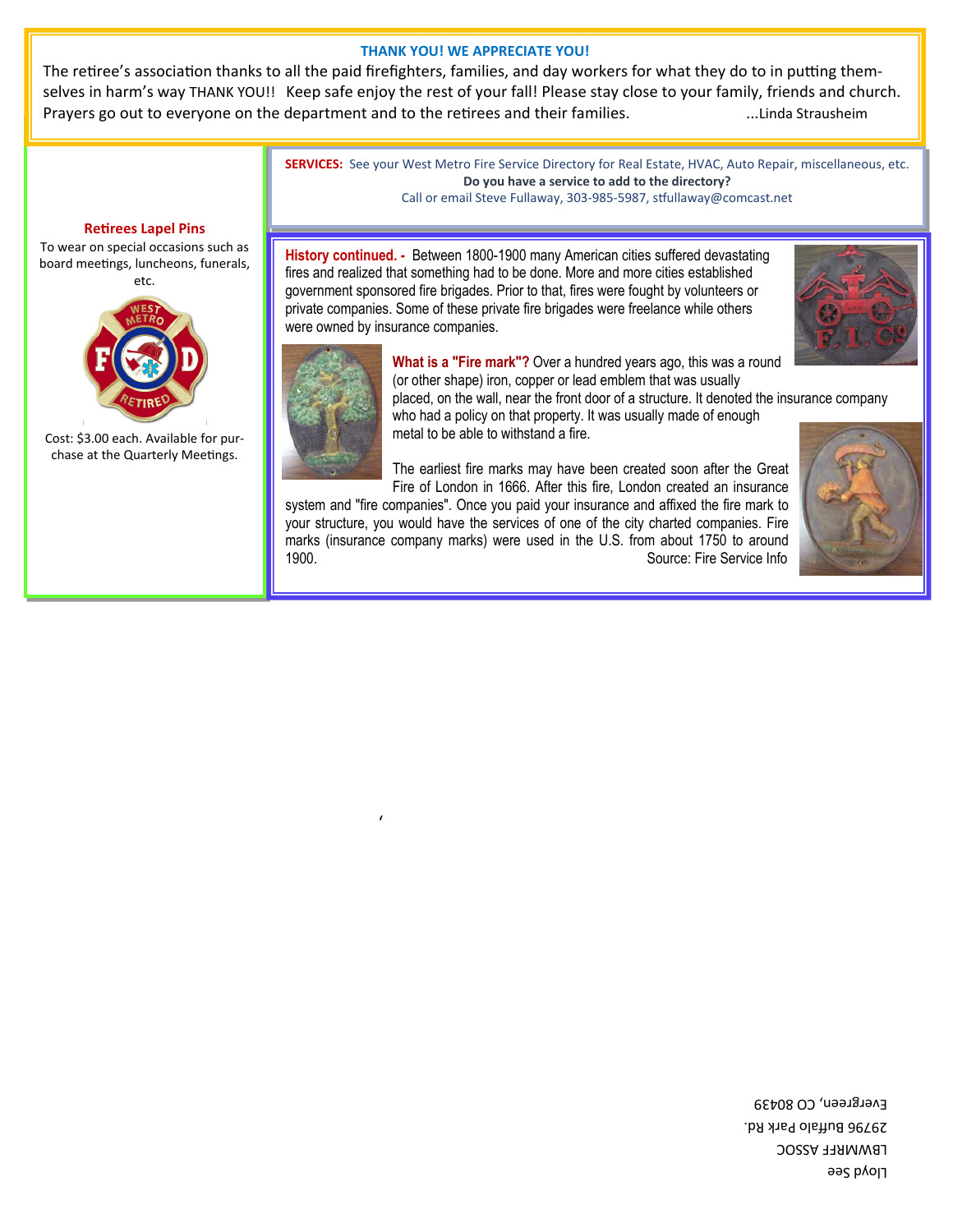### THANK YOU! WE APPRECIATE YOU!

The retiree's association thanks to all the paid firefighters, families, and day workers for what they do to in putting themselves in harm's way THANK YOU!! Keep safe enjoy the rest of your fall! Please stay close to your family, friends and church. Prayers go out to everyone on the department and to the retirees and their families. ...Linda Strausheim

**Retirees Lapel Pins**

To wear on special occasions such as board meetings, luncheons, funerals, etc.

Cost: $3.00 each. Available for purchase at the Quarterly Meetings.

**SERVICES:** See your West Metro Fire Service Directory for Real Estate, HVAC, Auto Repair, miscellaneous, etc.

**Do you have a service to add to the directory?**

Call or email Steve Fullaway, 303-985-5987, stfullaway@comcast.net

**History continued. -** Between 1800-1900 many American cities suffered devastating fires and realized that something had to be done. More and more cities established government sponsored fire brigades. Prior to that, fires were fought by volunteers or private companies. Some of these private fire brigades were freelance while others were owned by insurance companies.

**What is a "Fire mark"?** Over a hundred years ago, this was a round (or other shape) iron, copper or lead emblem that was usually placed, on the wall, near the front door of a structure. It denoted the insurance company who had a policy on that property. It was usually made of enough metal to be able to withstand a fire.

The earliest fire marks may have been created soon after the Great Fire of London in 1666. After this fire, London created an insurance system and "fire companies". Once you paid your insurance and affixed the fire mark to your structure, you would have the services of one of the city charted companies. Fire marks (insurance company marks) were used in the U.S. from about 1750 to around 1900. Source: Fire Service Info

Lloyd See
LBWMRFF ASSOC
29796 Buffalo Park Rd.
Evergreen, CO 80439